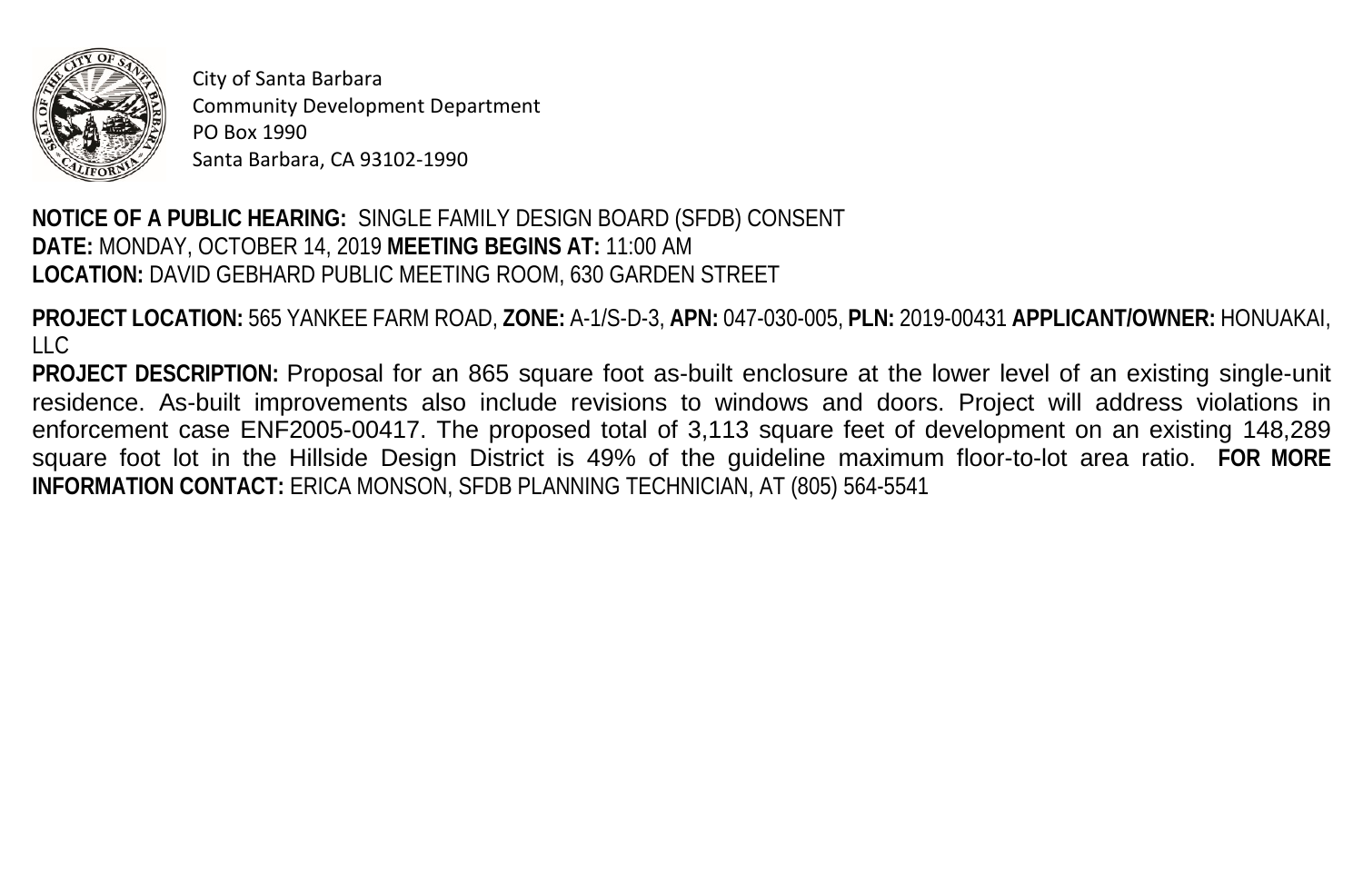City of Santa Barbara
Community Development Department
PO Box 1990
Santa Barbara, CA 93102-1990

**NOTICE OF A PUBLIC HEARING:** SINGLE FAMILY DESIGN BOARD (SFDB) CONSENT
**DATE:** MONDAY, OCTOBER 14, 2019 **MEETING BEGINS AT:** 11:00 AM
**LOCATION:** DAVID GEBHARD PUBLIC MEETING ROOM, 630 GARDEN STREET

**PROJECT LOCATION:** 565 YANKEE FARM ROAD, **ZONE:** A-1/S-D-3, **APN:** 047-030-005, **PLN:** 2019-00431 **APPLICANT/OWNER:** HONUAKAI, LLC

**PROJECT DESCRIPTION:** Proposal for an 865 square foot as-built enclosure at the lower level of an existing single-unit residence. As-built improvements also include revisions to windows and doors. Project will address violations in enforcement case ENF2005-00417. The proposed total of 3,113 square feet of development on an existing 148,289 square foot lot in the Hillside Design District is 49% of the guideline maximum floor-to-lot area ratio. **FOR MORE INFORMATION CONTACT:** ERICA MONSON, SFDB PLANNING TECHNICIAN, AT (805) 564-5541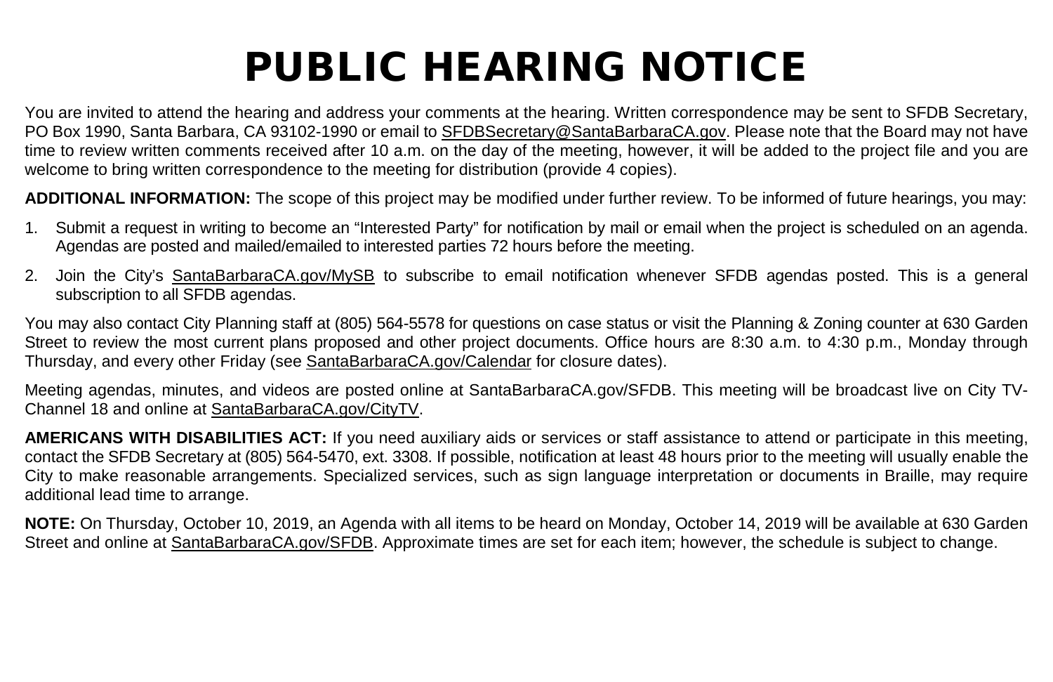# PUBLIC HEARING NOTICE

You are invited to attend the hearing and address your comments at the hearing. Written correspondence may be sent to SFDB Secretary, PO Box 1990, Santa Barbara, CA 93102-1990 or email to SFDBSecretary@SantaBarbaraCA.gov. Please note that the Board may not have time to review written comments received after 10 a.m. on the day of the meeting, however, it will be added to the project file and you are welcome to bring written correspondence to the meeting for distribution (provide 4 copies).

**ADDITIONAL INFORMATION:** The scope of this project may be modified under further review. To be informed of future hearings, you may:

1. Submit a request in writing to become an "Interested Party" for notification by mail or email when the project is scheduled on an agenda. Agendas are posted and mailed/emailed to interested parties 72 hours before the meeting.
2. Join the City's SantaBarbaraCA.gov/MySB to subscribe to email notification whenever SFDB agendas posted. This is a general subscription to all SFDB agendas.

You may also contact City Planning staff at (805) 564-5578 for questions on case status or visit the Planning & Zoning counter at 630 Garden Street to review the most current plans proposed and other project documents. Office hours are 8:30 a.m. to 4:30 p.m., Monday through Thursday, and every other Friday (see SantaBarbaraCA.gov/Calendar for closure dates).

Meeting agendas, minutes, and videos are posted online at SantaBarbaraCA.gov/SFDB. This meeting will be broadcast live on City TV-Channel 18 and online at SantaBarbaraCA.gov/CityTV.

**AMERICANS WITH DISABILITIES ACT:** If you need auxiliary aids or services or staff assistance to attend or participate in this meeting, contact the SFDB Secretary at (805) 564-5470, ext. 3308. If possible, notification at least 48 hours prior to the meeting will usually enable the City to make reasonable arrangements. Specialized services, such as sign language interpretation or documents in Braille, may require additional lead time to arrange.

**NOTE:** On Thursday, October 10, 2019, an Agenda with all items to be heard on Monday, October 14, 2019 will be available at 630 Garden Street and online at SantaBarbaraCA.gov/SFDB. Approximate times are set for each item; however, the schedule is subject to change.